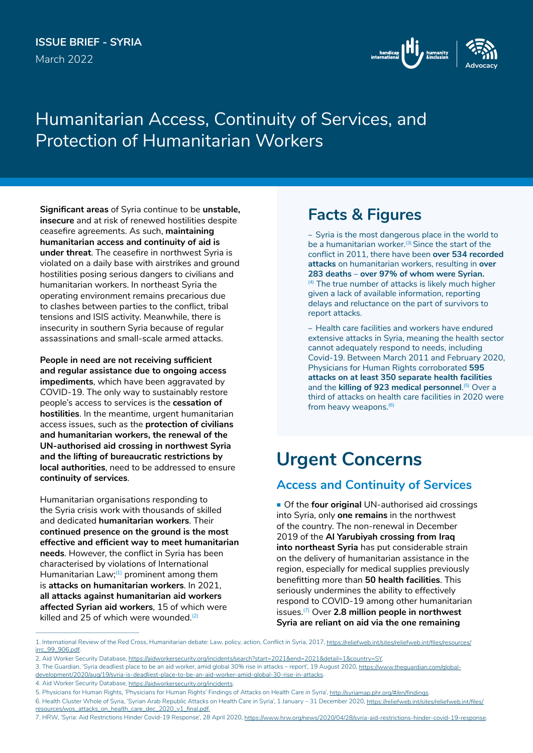**ISSUE BRIEF - SYRIA**

March 2022

# Humanitarian Access, Continuity of Services, and Protection of Humanitarian Workers

**Significant areas** of Syria continue to be **unstable, insecure** and at risk of renewed hostilities despite ceasefire agreements. As such, **maintaining humanitarian access and continuity of aid is under threat**. The ceasefire in northwest Syria is violated on a daily base with airstrikes and ground hostilities posing serious dangers to civilians and humanitarian workers. In northeast Syria the operating environment remains precarious due to clashes between parties to the conflict, tribal tensions and ISIS activity. Meanwhile, there is insecurity in southern Syria because of regular assassinations and small-scale armed attacks.

**People in need are not receiving sufficient and regular assistance due to ongoing access impediments**, which have been aggravated by COVID-19. The only way to sustainably restore people's access to services is the **cessation of hostilities**. In the meantime, urgent humanitarian access issues, such as the **protection of civilians and humanitarian workers, the renewal of the UN-authorised aid crossing in northwest Syria and the lifting of bureaucratic restrictions by local authorities**, need to be addressed to ensure **continuity of services**.

Humanitarian organisations responding to the Syria crisis work with thousands of skilled and dedicated **humanitarian workers**. Their **continued presence on the ground is the most effective and efficient way to meet humanitarian needs**. However, the conflict in Syria has been characterised by violations of International Humanitarian Law;[1] prominent among them is **attacks on humanitarian workers**. In 2021, **all attacks against humanitarian aid workers affected Syrian aid workers**, 15 of which were killed and 25 of which were wounded.[2]

## Facts & Figures

– Syria is the most dangerous place in the world to be a humanitarian worker.[3] Since the start of the conflict in 2011, there have been **over 534 recorded attacks** on humanitarian workers, resulting in **over 283 deaths – over 97% of whom were Syrian.**[4] The true number of attacks is likely much higher given a lack of available information, reporting delays and reluctance on the part of survivors to report attacks.

– Health care facilities and workers have endured extensive attacks in Syria, meaning the health sector cannot adequately respond to needs, including Covid-19. Between March 2011 and February 2020, Physicians for Human Rights corroborated **595 attacks on at least 350 separate health facilities** and the **killing of 923 medical personnel**.[5] Over a third of attacks on health care facilities in 2020 were from heavy weapons.[6]

## Urgent Concerns

### Access and Continuity of Services

- Of the **four original** UN-authorised aid crossings into Syria, only **one remains** in the northwest of the country. The non-renewal in December 2019 of the **Al Yarubiyah crossing from Iraq into northeast Syria** has put considerable strain on the delivery of humanitarian assistance in the region, especially for medical supplies previously benefitting more than **50 health facilities**. This seriously undermines the ability to effectively respond to COVID-19 among other humanitarian issues.[7] Over **2.8 million people in northwest Syria are reliant on aid via the one remaining**

---

1. International Review of the Red Cross, Humanitarian debate: Law, policy, action, Conflict in Syria, 2017, https://reliefweb.int/sites/reliefweb.int/files/resources/irrc_99_906.pdf.
2. Aid Worker Security Database, https://aidworkersecurity.org/incidents/search?start=2021&end=2021&detail=1&country=SY.
3. The Guardian, 'Syria deadliest place to be an aid worker, amid global 30% rise in attacks – report', 19 August 2020, https://www.theguardian.com/global-development/2020/aug/19/syria-is-deadliest-place-to-be-an-aid-worker-amid-global-30-rise-in-attacks.
4. Aid Worker Security Database, https://aidworkersecurity.org/incidents.
5. Physicians for Human Rights, 'Physicians for Human Rights' Findings of Attacks on Health Care in Syria', http://syriamap.phr.org/#/en/findings.
6. Health Cluster Whole of Syria, 'Syrian Arab Republic Attacks on Health Care in Syria', 1 January – 31 December 2020, https://reliefweb.int/sites/reliefweb.int/files/resources/wos_attacks_on_health_care_dec_2020_v1_final.pdf.
7. HRW, 'Syria: Aid Restrictions Hinder Covid-19 Response', 28 April 2020, https://www.hrw.org/news/2020/04/28/syria-aid-restrictions-hinder-covid-19-response.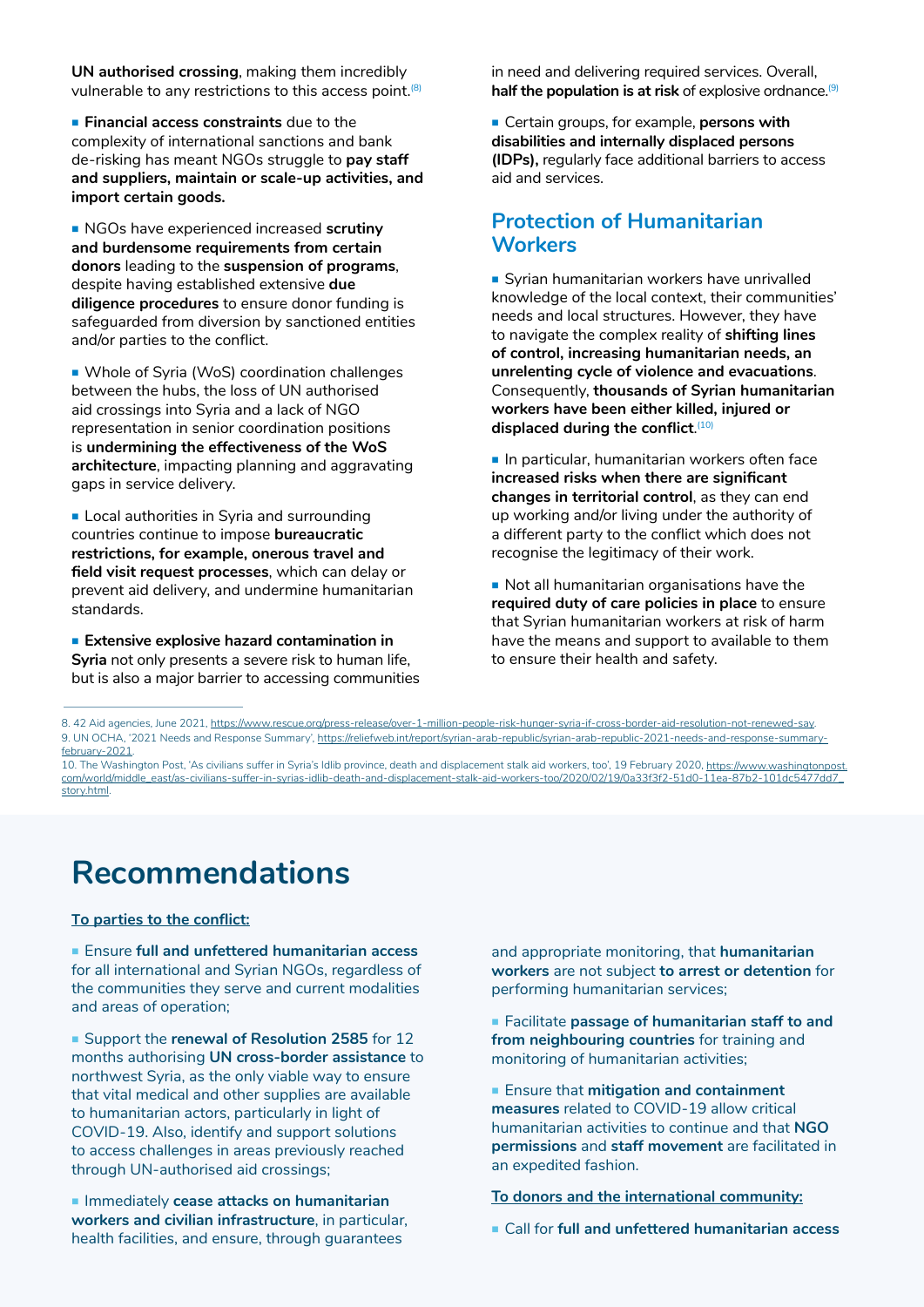**UN authorised crossing**, making them incredibly vulnerable to any restrictions to this access point.[8]

- **Financial access constraints** due to the complexity of international sanctions and bank de-risking has meant NGOs struggle to **pay staff and suppliers, maintain or scale-up activities, and import certain goods.**

- NGOs have experienced increased **scrutiny and burdensome requirements from certain donors** leading to the **suspension of programs**, despite having established extensive **due diligence procedures** to ensure donor funding is safeguarded from diversion by sanctioned entities and/or parties to the conflict.

- Whole of Syria (WoS) coordination challenges between the hubs, the loss of UN authorised aid crossings into Syria and a lack of NGO representation in senior coordination positions is **undermining the effectiveness of the WoS architecture**, impacting planning and aggravating gaps in service delivery.

- Local authorities in Syria and surrounding countries continue to impose **bureaucratic restrictions, for example, onerous travel and field visit request processes**, which can delay or prevent aid delivery, and undermine humanitarian standards.

- **Extensive explosive hazard contamination in Syria** not only presents a severe risk to human life, but is also a major barrier to accessing communities in need and delivering required services. Overall, **half the population is at risk** of explosive ordnance.[9]

- Certain groups, for example, **persons with disabilities and internally displaced persons (IDPs),** regularly face additional barriers to access aid and services.

## Protection of Humanitarian Workers

- Syrian humanitarian workers have unrivalled knowledge of the local context, their communities' needs and local structures. However, they have to navigate the complex reality of **shifting lines of control, increasing humanitarian needs, an unrelenting cycle of violence and evacuations**. Consequently, **thousands of Syrian humanitarian workers have been either killed, injured or displaced during the conflict**.[10]

- In particular, humanitarian workers often face **increased risks when there are significant changes in territorial control**, as they can end up working and/or living under the authority of a different party to the conflict which does not recognise the legitimacy of their work.

- Not all humanitarian organisations have the **required duty of care policies in place** to ensure that Syrian humanitarian workers at risk of harm have the means and support to available to them to ensure their health and safety.

8. 42 Aid agencies, June 2021, https://www.rescue.org/press-release/over-1-million-people-risk-hunger-syria-if-cross-border-aid-resolution-not-renewed-say.
9. UN OCHA, '2021 Needs and Response Summary', https://reliefweb.int/report/syrian-arab-republic/syrian-arab-republic-2021-needs-and-response-summary-february-2021.
10. The Washington Post, 'As civilians suffer in Syria's Idlib province, death and displacement stalk aid workers, too', 19 February 2020, https://www.washingtonpost.com/world/middle_east/as-civilians-suffer-in-syrias-idlib-death-and-displacement-stalk-aid-workers-too/2020/02/19/0a33f3f2-51d0-11ea-87b2-101dc5477dd7_story.html.

# Recommendations

**To parties to the conflict:**

- Ensure **full and unfettered humanitarian access** for all international and Syrian NGOs, regardless of the communities they serve and current modalities and areas of operation;

- Support the **renewal of Resolution 2585** for 12 months authorising **UN cross-border assistance** to northwest Syria, as the only viable way to ensure that vital medical and other supplies are available to humanitarian actors, particularly in light of COVID-19. Also, identify and support solutions to access challenges in areas previously reached through UN-authorised aid crossings;

- Immediately **cease attacks on humanitarian workers and civilian infrastructure**, in particular, health facilities, and ensure, through guarantees and appropriate monitoring, that **humanitarian workers** are not subject **to arrest or detention** for performing humanitarian services;

- Facilitate **passage of humanitarian staff to and from neighbouring countries** for training and monitoring of humanitarian activities;

- Ensure that **mitigation and containment measures** related to COVID-19 allow critical humanitarian activities to continue and that **NGO permissions** and **staff movement** are facilitated in an expedited fashion.

**To donors and the international community:**

- Call for **full and unfettered humanitarian access**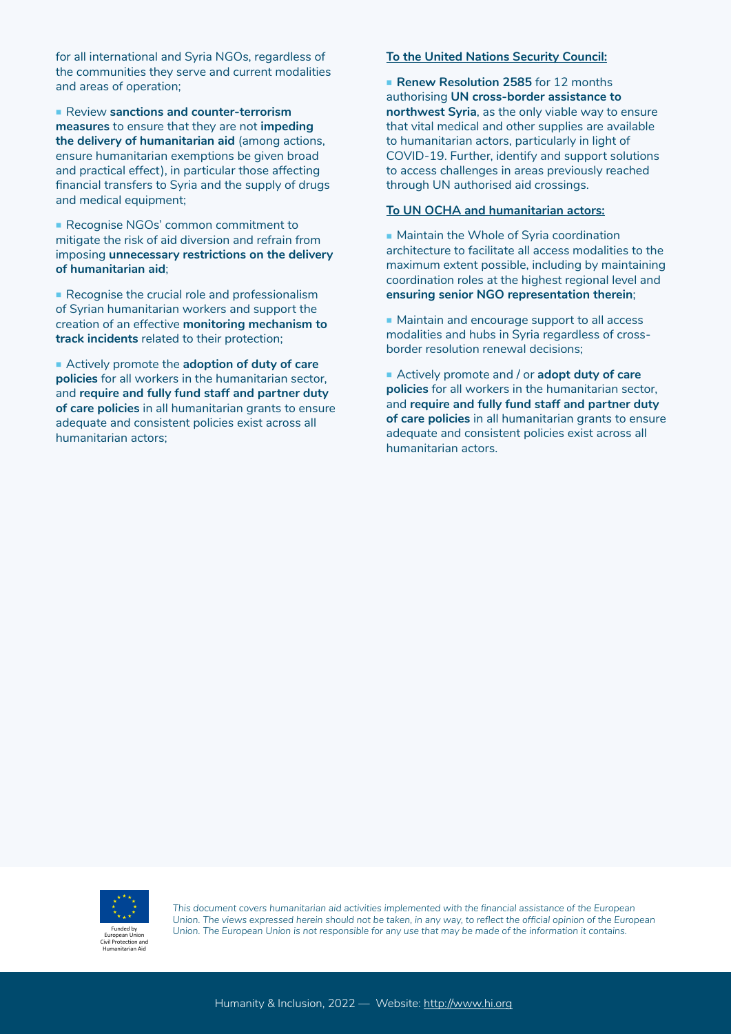for all international and Syria NGOs, regardless of the communities they serve and current modalities and areas of operation;

- Review **sanctions and counter-terrorism measures** to ensure that they are not **impeding the delivery of humanitarian aid** (among actions, ensure humanitarian exemptions be given broad and practical effect), in particular those affecting financial transfers to Syria and the supply of drugs and medical equipment;

- Recognise NGOs' common commitment to mitigate the risk of aid diversion and refrain from imposing **unnecessary restrictions on the delivery of humanitarian aid**;

- Recognise the crucial role and professionalism of Syrian humanitarian workers and support the creation of an effective **monitoring mechanism to track incidents** related to their protection;

- Actively promote the **adoption of duty of care policies** for all workers in the humanitarian sector, and **require and fully fund staff and partner duty of care policies** in all humanitarian grants to ensure adequate and consistent policies exist across all humanitarian actors;

**To the United Nations Security Council:**

- **Renew Resolution 2585** for 12 months authorising **UN cross-border assistance to northwest Syria**, as the only viable way to ensure that vital medical and other supplies are available to humanitarian actors, particularly in light of COVID-19. Further, identify and support solutions to access challenges in areas previously reached through UN authorised aid crossings.

**To UN OCHA and humanitarian actors:**

- Maintain the Whole of Syria coordination architecture to facilitate all access modalities to the maximum extent possible, including by maintaining coordination roles at the highest regional level and **ensuring senior NGO representation therein**;

- Maintain and encourage support to all access modalities and hubs in Syria regardless of cross-border resolution renewal decisions;

- Actively promote and / or **adopt duty of care policies** for all workers in the humanitarian sector, and **require and fully fund staff and partner duty of care policies** in all humanitarian grants to ensure adequate and consistent policies exist across all humanitarian actors.

Funded by European Union Civil Protection and Humanitarian Aid

*This document covers humanitarian aid activities implemented with the financial assistance of the European Union. The views expressed herein should not be taken, in any way, to reflect the official opinion of the European Union. The European Union is not responsible for any use that may be made of the information it contains.*

Humanity & Inclusion, 2022 — Website: http://www.hi.org